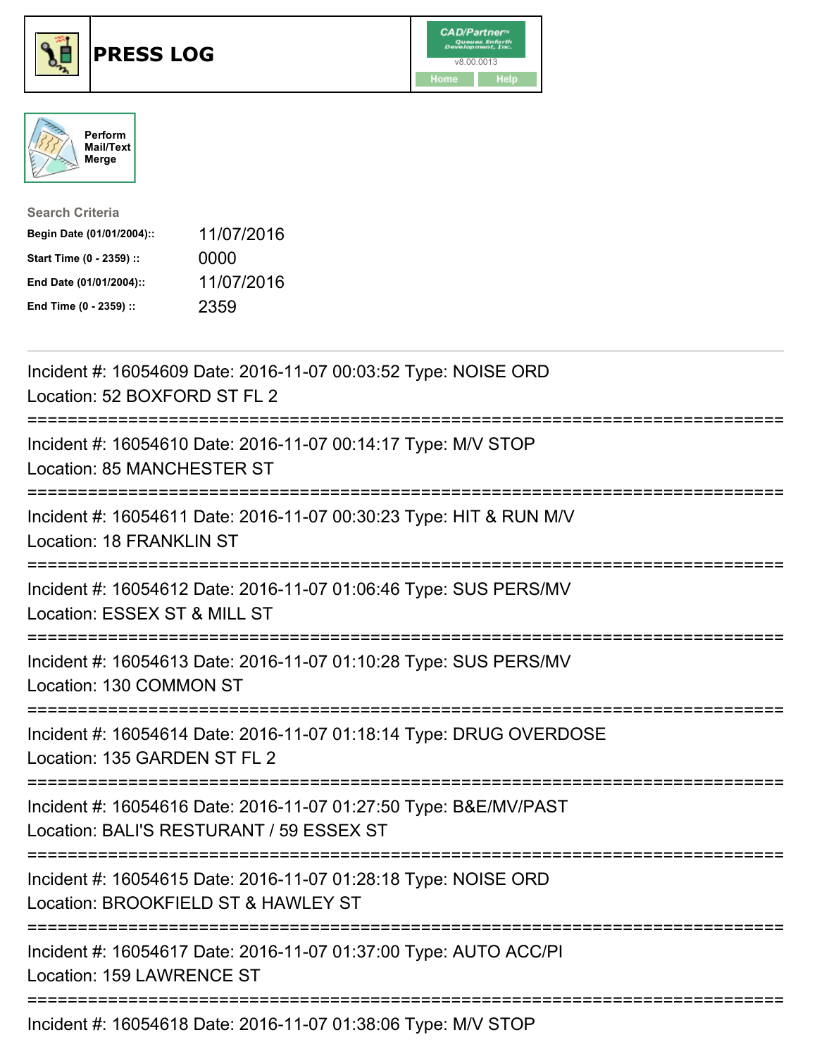# PRESS LOG

Perform Mail/Text Merge

**Search Criteria**

**Begin Date (01/01/2004)::** 11/07/2016

**Start Time (0 - 2359) ::** 0000

**End Date (01/01/2004)::** 11/07/2016

**End Time (0 - 2359) ::** 2359

---

Incident #: 16054609 Date: 2016-11-07 00:03:52 Type: NOISE ORD
Location: 52 BOXFORD ST FL 2

===========================================================================

Incident #: 16054610 Date: 2016-11-07 00:14:17 Type: M/V STOP
Location: 85 MANCHESTER ST

===========================================================================

Incident #: 16054611 Date: 2016-11-07 00:30:23 Type: HIT & RUN M/V
Location: 18 FRANKLIN ST

===========================================================================

Incident #: 16054612 Date: 2016-11-07 01:06:46 Type: SUS PERS/MV
Location: ESSEX ST & MILL ST

===========================================================================

Incident #: 16054613 Date: 2016-11-07 01:10:28 Type: SUS PERS/MV
Location: 130 COMMON ST

===========================================================================

Incident #: 16054614 Date: 2016-11-07 01:18:14 Type: DRUG OVERDOSE
Location: 135 GARDEN ST FL 2

===========================================================================

Incident #: 16054616 Date: 2016-11-07 01:27:50 Type: B&E/MV/PAST
Location: BALI'S RESTURANT / 59 ESSEX ST

===========================================================================

Incident #: 16054615 Date: 2016-11-07 01:28:18 Type: NOISE ORD
Location: BROOKFIELD ST & HAWLEY ST

===========================================================================

Incident #: 16054617 Date: 2016-11-07 01:37:00 Type: AUTO ACC/PI
Location: 159 LAWRENCE ST

===========================================================================

Incident #: 16054618 Date: 2016-11-07 01:38:06 Type: M/V STOP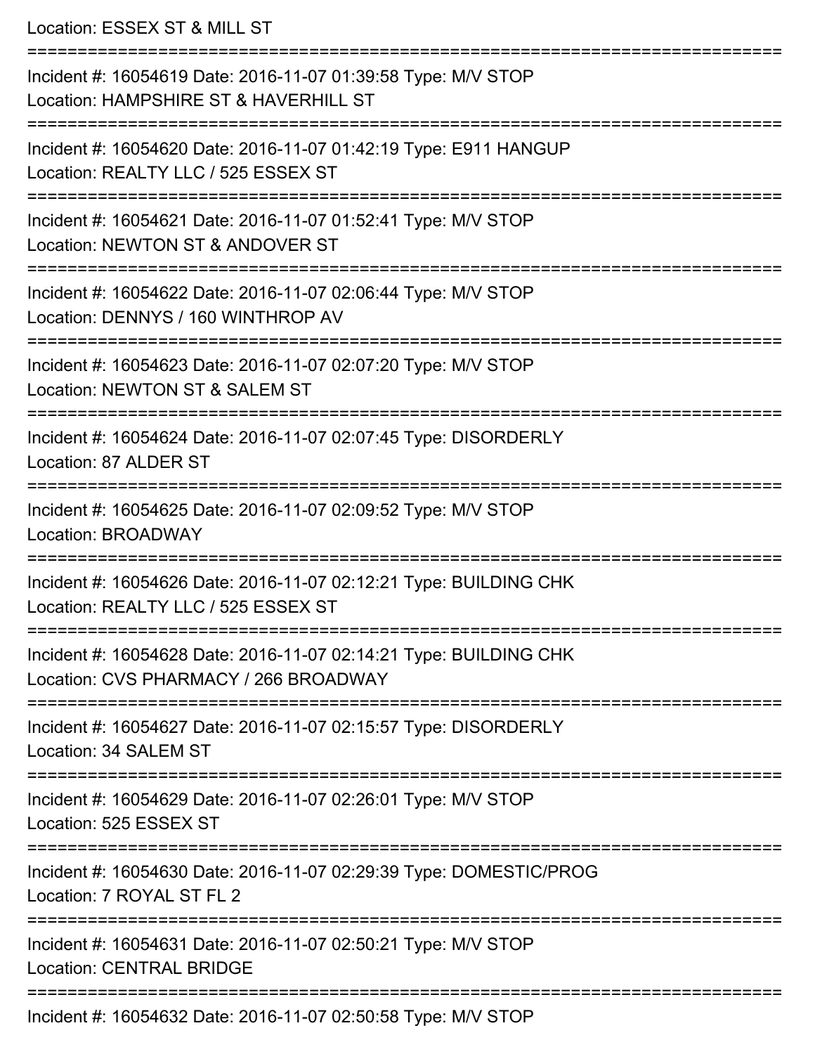Location: ESSEX ST & MILL ST

===========================================================================

Incident #: 16054619 Date: 2016-11-07 01:39:58 Type: M/V STOP
Location: HAMPSHIRE ST & HAVERHILL ST

===========================================================================

Incident #: 16054620 Date: 2016-11-07 01:42:19 Type: E911 HANGUP
Location: REALTY LLC / 525 ESSEX ST

===========================================================================

Incident #: 16054621 Date: 2016-11-07 01:52:41 Type: M/V STOP
Location: NEWTON ST & ANDOVER ST

===========================================================================

Incident #: 16054622 Date: 2016-11-07 02:06:44 Type: M/V STOP
Location: DENNYS / 160 WINTHROP AV

===========================================================================

Incident #: 16054623 Date: 2016-11-07 02:07:20 Type: M/V STOP
Location: NEWTON ST & SALEM ST

===========================================================================

Incident #: 16054624 Date: 2016-11-07 02:07:45 Type: DISORDERLY
Location: 87 ALDER ST

===========================================================================

Incident #: 16054625 Date: 2016-11-07 02:09:52 Type: M/V STOP
Location: BROADWAY

===========================================================================

Incident #: 16054626 Date: 2016-11-07 02:12:21 Type: BUILDING CHK
Location: REALTY LLC / 525 ESSEX ST

===========================================================================

Incident #: 16054628 Date: 2016-11-07 02:14:21 Type: BUILDING CHK
Location: CVS PHARMACY / 266 BROADWAY

===========================================================================

Incident #: 16054627 Date: 2016-11-07 02:15:57 Type: DISORDERLY
Location: 34 SALEM ST

===========================================================================

Incident #: 16054629 Date: 2016-11-07 02:26:01 Type: M/V STOP
Location: 525 ESSEX ST

===========================================================================

Incident #: 16054630 Date: 2016-11-07 02:29:39 Type: DOMESTIC/PROG
Location: 7 ROYAL ST FL 2

===========================================================================

Incident #: 16054631 Date: 2016-11-07 02:50:21 Type: M/V STOP
Location: CENTRAL BRIDGE

===========================================================================

Incident #: 16054632 Date: 2016-11-07 02:50:58 Type: M/V STOP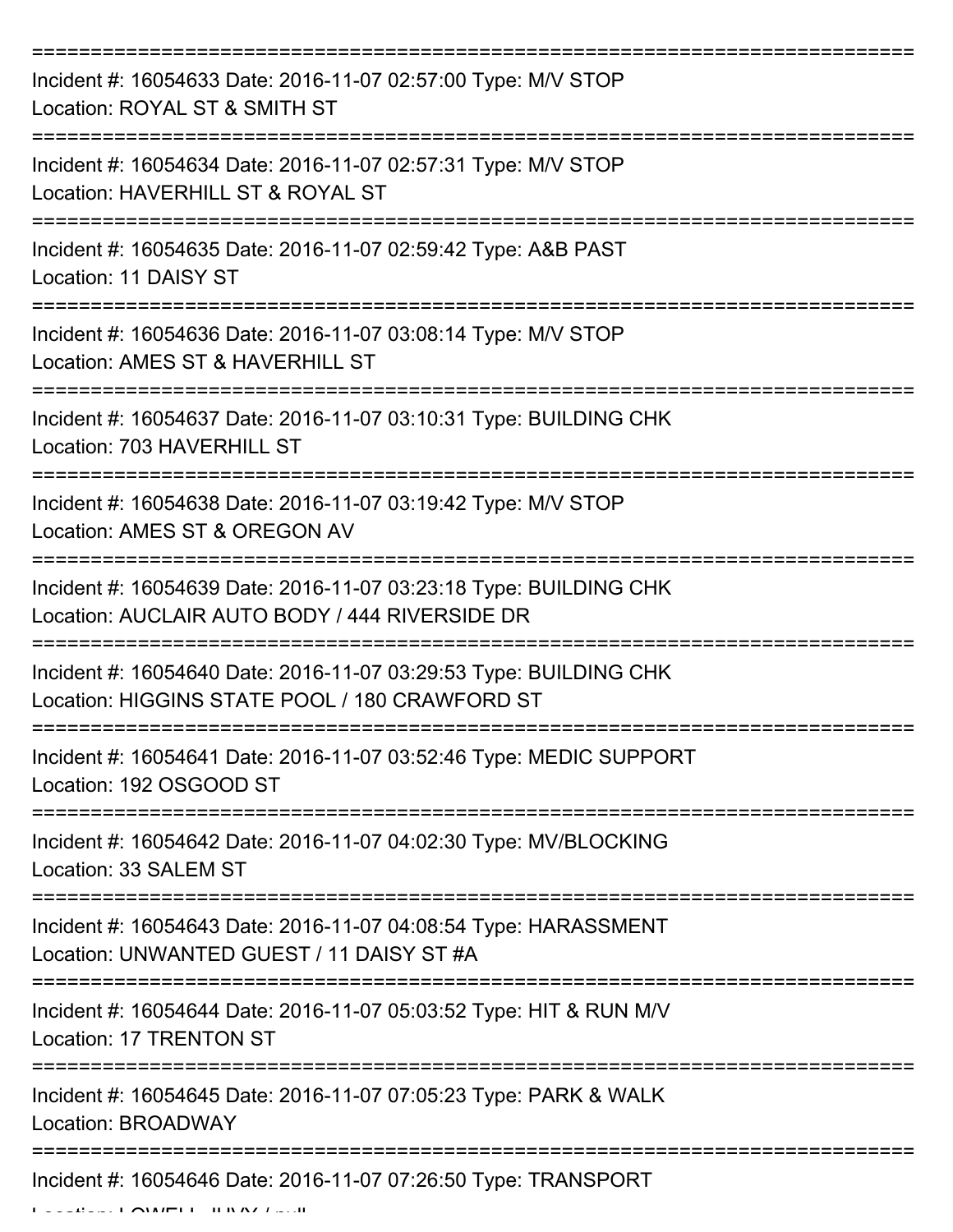Incident #: 16054633 Date: 2016-11-07 02:57:00 Type: M/V STOP
Location: ROYAL ST & SMITH ST

Incident #: 16054634 Date: 2016-11-07 02:57:31 Type: M/V STOP
Location: HAVERHILL ST & ROYAL ST

Incident #: 16054635 Date: 2016-11-07 02:59:42 Type: A&B PAST
Location: 11 DAISY ST

Incident #: 16054636 Date: 2016-11-07 03:08:14 Type: M/V STOP
Location: AMES ST & HAVERHILL ST

Incident #: 16054637 Date: 2016-11-07 03:10:31 Type: BUILDING CHK
Location: 703 HAVERHILL ST

Incident #: 16054638 Date: 2016-11-07 03:19:42 Type: M/V STOP
Location: AMES ST & OREGON AV

Incident #: 16054639 Date: 2016-11-07 03:23:18 Type: BUILDING CHK
Location: AUCLAIR AUTO BODY / 444 RIVERSIDE DR

Incident #: 16054640 Date: 2016-11-07 03:29:53 Type: BUILDING CHK
Location: HIGGINS STATE POOL / 180 CRAWFORD ST

Incident #: 16054641 Date: 2016-11-07 03:52:46 Type: MEDIC SUPPORT
Location: 192 OSGOOD ST

Incident #: 16054642 Date: 2016-11-07 04:02:30 Type: MV/BLOCKING
Location: 33 SALEM ST

Incident #: 16054643 Date: 2016-11-07 04:08:54 Type: HARASSMENT
Location: UNWANTED GUEST / 11 DAISY ST #A

Incident #: 16054644 Date: 2016-11-07 05:03:52 Type: HIT & RUN M/V
Location: 17 TRENTON ST

Incident #: 16054645 Date: 2016-11-07 07:05:23 Type: PARK & WALK
Location: BROADWAY

Incident #: 16054646 Date: 2016-11-07 07:26:50 Type: TRANSPORT
Location: LOWELL JUVY / null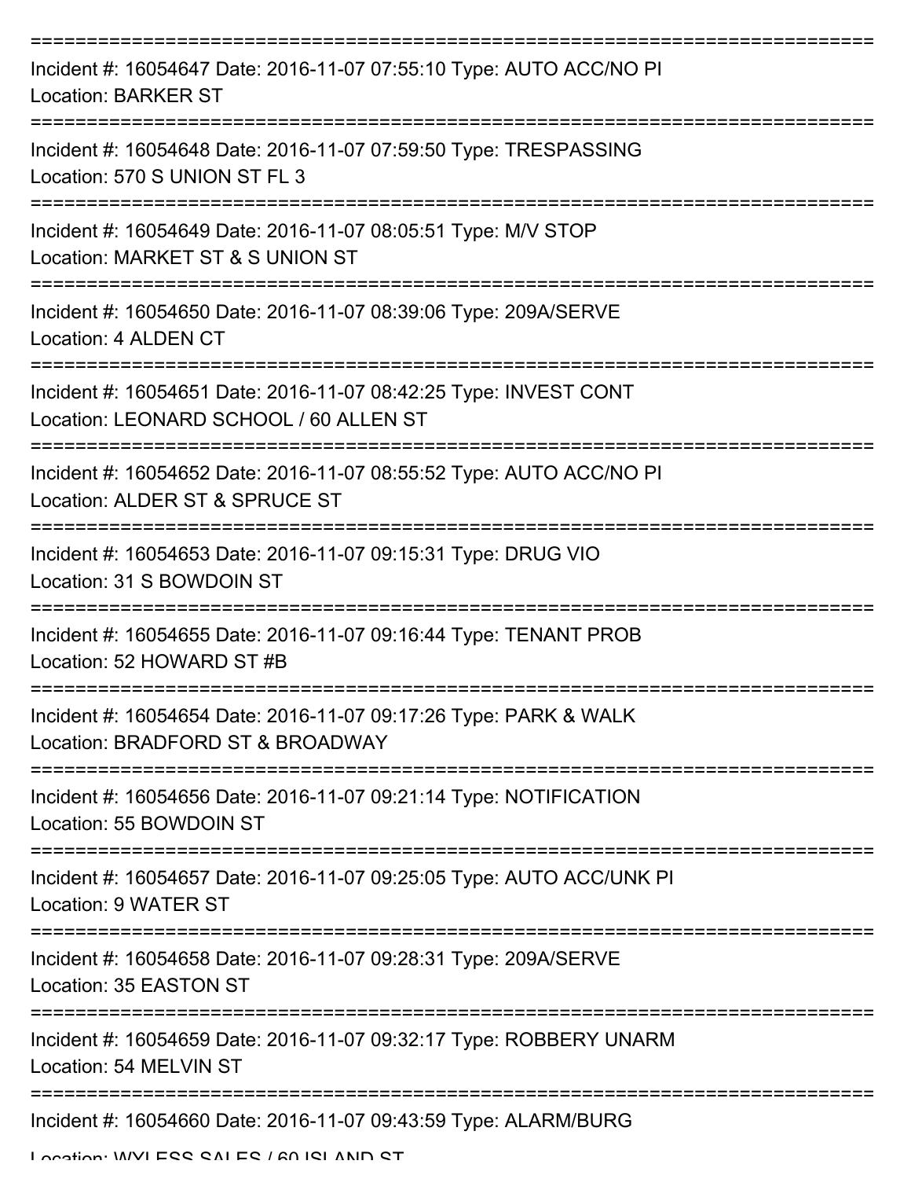===========================================================================
Incident #: 16054647 Date: 2016-11-07 07:55:10 Type: AUTO ACC/NO PI
Location: BARKER ST
===========================================================================
Incident #: 16054648 Date: 2016-11-07 07:59:50 Type: TRESPASSING
Location: 570 S UNION ST FL 3
===========================================================================
Incident #: 16054649 Date: 2016-11-07 08:05:51 Type: M/V STOP
Location: MARKET ST & S UNION ST
===========================================================================
Incident #: 16054650 Date: 2016-11-07 08:39:06 Type: 209A/SERVE
Location: 4 ALDEN CT
===========================================================================
Incident #: 16054651 Date: 2016-11-07 08:42:25 Type: INVEST CONT
Location: LEONARD SCHOOL / 60 ALLEN ST
===========================================================================
Incident #: 16054652 Date: 2016-11-07 08:55:52 Type: AUTO ACC/NO PI
Location: ALDER ST & SPRUCE ST
===========================================================================
Incident #: 16054653 Date: 2016-11-07 09:15:31 Type: DRUG VIO
Location: 31 S BOWDOIN ST
===========================================================================
Incident #: 16054655 Date: 2016-11-07 09:16:44 Type: TENANT PROB
Location: 52 HOWARD ST #B
===========================================================================
Incident #: 16054654 Date: 2016-11-07 09:17:26 Type: PARK & WALK
Location: BRADFORD ST & BROADWAY
===========================================================================
Incident #: 16054656 Date: 2016-11-07 09:21:14 Type: NOTIFICATION
Location: 55 BOWDOIN ST
===========================================================================
Incident #: 16054657 Date: 2016-11-07 09:25:05 Type: AUTO ACC/UNK PI
Location: 9 WATER ST
===========================================================================
Incident #: 16054658 Date: 2016-11-07 09:28:31 Type: 209A/SERVE
Location: 35 EASTON ST
===========================================================================
Incident #: 16054659 Date: 2016-11-07 09:32:17 Type: ROBBERY UNARM
Location: 54 MELVIN ST
===========================================================================
Incident #: 16054660 Date: 2016-11-07 09:43:59 Type: ALARM/BURG
Location: WYLESS SALES / 60 ISLAND ST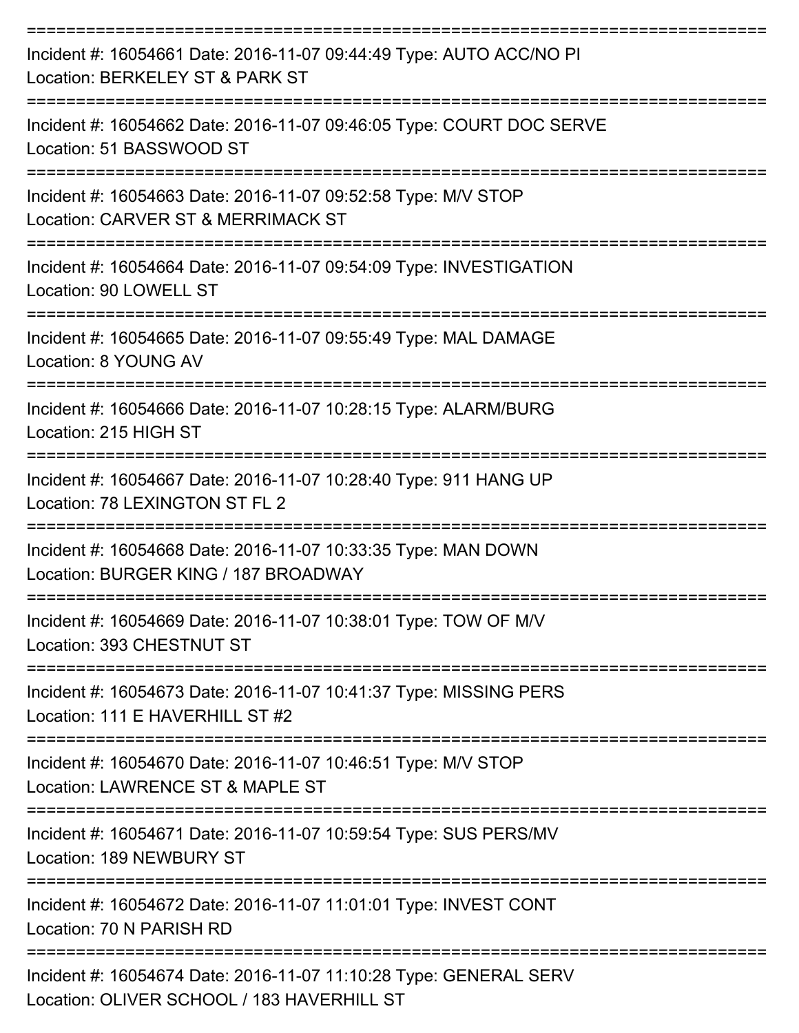Incident #: 16054661 Date: 2016-11-07 09:44:49 Type: AUTO ACC/NO PI
Location: BERKELEY ST & PARK ST

Incident #: 16054662 Date: 2016-11-07 09:46:05 Type: COURT DOC SERVE
Location: 51 BASSWOOD ST

Incident #: 16054663 Date: 2016-11-07 09:52:58 Type: M/V STOP
Location: CARVER ST & MERRIMACK ST

Incident #: 16054664 Date: 2016-11-07 09:54:09 Type: INVESTIGATION
Location: 90 LOWELL ST

Incident #: 16054665 Date: 2016-11-07 09:55:49 Type: MAL DAMAGE
Location: 8 YOUNG AV

Incident #: 16054666 Date: 2016-11-07 10:28:15 Type: ALARM/BURG
Location: 215 HIGH ST

Incident #: 16054667 Date: 2016-11-07 10:28:40 Type: 911 HANG UP
Location: 78 LEXINGTON ST FL 2

Incident #: 16054668 Date: 2016-11-07 10:33:35 Type: MAN DOWN
Location: BURGER KING / 187 BROADWAY

Incident #: 16054669 Date: 2016-11-07 10:38:01 Type: TOW OF M/V
Location: 393 CHESTNUT ST

Incident #: 16054673 Date: 2016-11-07 10:41:37 Type: MISSING PERS
Location: 111 E HAVERHILL ST #2

Incident #: 16054670 Date: 2016-11-07 10:46:51 Type: M/V STOP
Location: LAWRENCE ST & MAPLE ST

Incident #: 16054671 Date: 2016-11-07 10:59:54 Type: SUS PERS/MV
Location: 189 NEWBURY ST

Incident #: 16054672 Date: 2016-11-07 11:01:01 Type: INVEST CONT
Location: 70 N PARISH RD

Incident #: 16054674 Date: 2016-11-07 11:10:28 Type: GENERAL SERV
Location: OLIVER SCHOOL / 183 HAVERHILL ST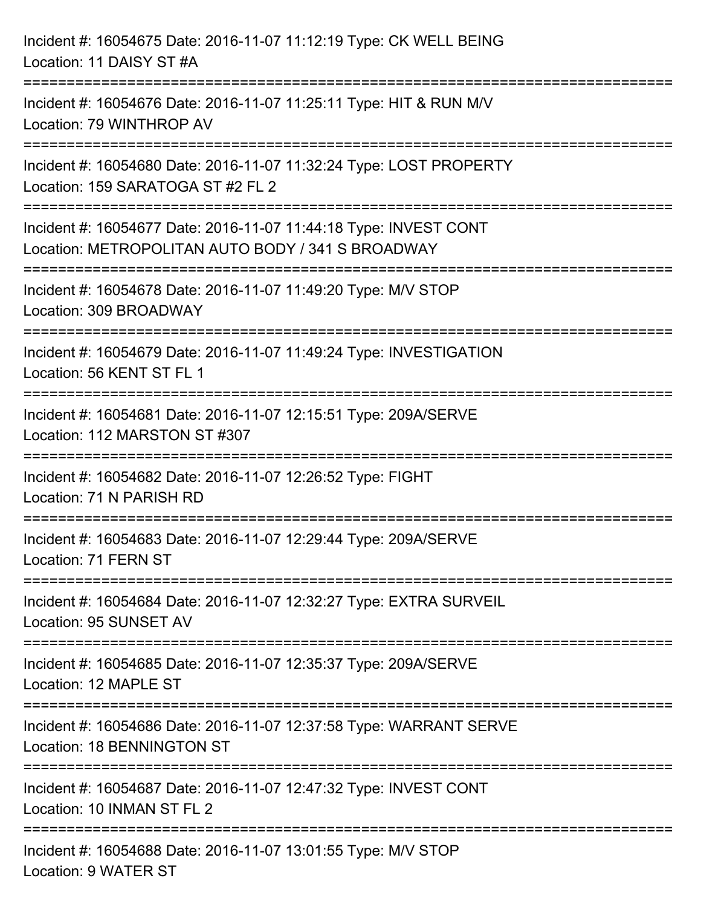Incident #: 16054675 Date: 2016-11-07 11:12:19 Type: CK WELL BEING
Location: 11 DAISY ST #A

===========================================================================

Incident #: 16054676 Date: 2016-11-07 11:25:11 Type: HIT & RUN M/V
Location: 79 WINTHROP AV

===========================================================================

Incident #: 16054680 Date: 2016-11-07 11:32:24 Type: LOST PROPERTY
Location: 159 SARATOGA ST #2 FL 2

===========================================================================

Incident #: 16054677 Date: 2016-11-07 11:44:18 Type: INVEST CONT
Location: METROPOLITAN AUTO BODY / 341 S BROADWAY

===========================================================================

Incident #: 16054678 Date: 2016-11-07 11:49:20 Type: M/V STOP
Location: 309 BROADWAY

===========================================================================

Incident #: 16054679 Date: 2016-11-07 11:49:24 Type: INVESTIGATION
Location: 56 KENT ST FL 1

===========================================================================

Incident #: 16054681 Date: 2016-11-07 12:15:51 Type: 209A/SERVE
Location: 112 MARSTON ST #307

===========================================================================

Incident #: 16054682 Date: 2016-11-07 12:26:52 Type: FIGHT
Location: 71 N PARISH RD

===========================================================================

Incident #: 16054683 Date: 2016-11-07 12:29:44 Type: 209A/SERVE
Location: 71 FERN ST

===========================================================================

Incident #: 16054684 Date: 2016-11-07 12:32:27 Type: EXTRA SURVEIL
Location: 95 SUNSET AV

===========================================================================

Incident #: 16054685 Date: 2016-11-07 12:35:37 Type: 209A/SERVE
Location: 12 MAPLE ST

===========================================================================

Incident #: 16054686 Date: 2016-11-07 12:37:58 Type: WARRANT SERVE
Location: 18 BENNINGTON ST

===========================================================================

Incident #: 16054687 Date: 2016-11-07 12:47:32 Type: INVEST CONT
Location: 10 INMAN ST FL 2

===========================================================================

Incident #: 16054688 Date: 2016-11-07 13:01:55 Type: M/V STOP
Location: 9 WATER ST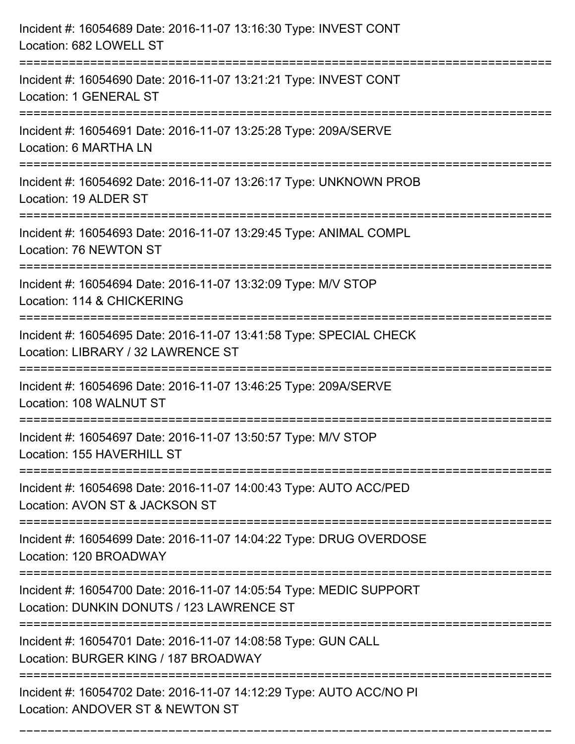Incident #: 16054689 Date: 2016-11-07 13:16:30 Type: INVEST CONT
Location: 682 LOWELL ST

===========================================================================

Incident #: 16054690 Date: 2016-11-07 13:21:21 Type: INVEST CONT
Location: 1 GENERAL ST

===========================================================================

Incident #: 16054691 Date: 2016-11-07 13:25:28 Type: 209A/SERVE
Location: 6 MARTHA LN

===========================================================================

Incident #: 16054692 Date: 2016-11-07 13:26:17 Type: UNKNOWN PROB
Location: 19 ALDER ST

===========================================================================

Incident #: 16054693 Date: 2016-11-07 13:29:45 Type: ANIMAL COMPL
Location: 76 NEWTON ST

===========================================================================

Incident #: 16054694 Date: 2016-11-07 13:32:09 Type: M/V STOP
Location: 114 & CHICKERING

===========================================================================

Incident #: 16054695 Date: 2016-11-07 13:41:58 Type: SPECIAL CHECK
Location: LIBRARY / 32 LAWRENCE ST

===========================================================================

Incident #: 16054696 Date: 2016-11-07 13:46:25 Type: 209A/SERVE
Location: 108 WALNUT ST

===========================================================================

Incident #: 16054697 Date: 2016-11-07 13:50:57 Type: M/V STOP
Location: 155 HAVERHILL ST

===========================================================================

Incident #: 16054698 Date: 2016-11-07 14:00:43 Type: AUTO ACC/PED
Location: AVON ST & JACKSON ST

===========================================================================

Incident #: 16054699 Date: 2016-11-07 14:04:22 Type: DRUG OVERDOSE
Location: 120 BROADWAY

===========================================================================

Incident #: 16054700 Date: 2016-11-07 14:05:54 Type: MEDIC SUPPORT
Location: DUNKIN DONUTS / 123 LAWRENCE ST

===========================================================================

Incident #: 16054701 Date: 2016-11-07 14:08:58 Type: GUN CALL
Location: BURGER KING / 187 BROADWAY

===========================================================================

Incident #: 16054702 Date: 2016-11-07 14:12:29 Type: AUTO ACC/NO PI
Location: ANDOVER ST & NEWTON ST

===========================================================================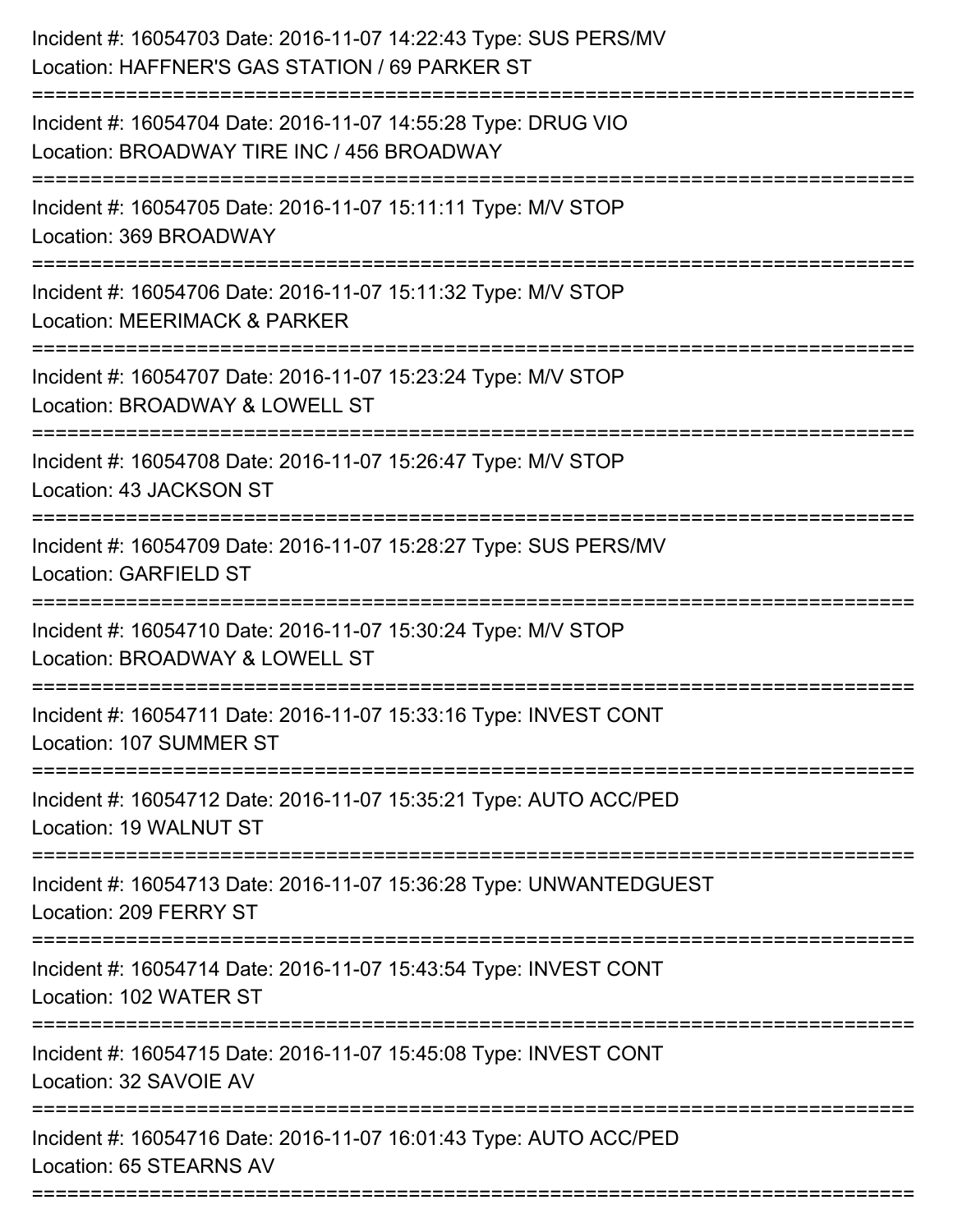Incident #: 16054703 Date: 2016-11-07 14:22:43 Type: SUS PERS/MV
Location: HAFFNER'S GAS STATION / 69 PARKER ST

===========================================================================

Incident #: 16054704 Date: 2016-11-07 14:55:28 Type: DRUG VIO
Location: BROADWAY TIRE INC / 456 BROADWAY

===========================================================================

Incident #: 16054705 Date: 2016-11-07 15:11:11 Type: M/V STOP
Location: 369 BROADWAY

===========================================================================

Incident #: 16054706 Date: 2016-11-07 15:11:32 Type: M/V STOP
Location: MEERIMACK & PARKER

===========================================================================

Incident #: 16054707 Date: 2016-11-07 15:23:24 Type: M/V STOP
Location: BROADWAY & LOWELL ST

===========================================================================

Incident #: 16054708 Date: 2016-11-07 15:26:47 Type: M/V STOP
Location: 43 JACKSON ST

===========================================================================

Incident #: 16054709 Date: 2016-11-07 15:28:27 Type: SUS PERS/MV
Location: GARFIELD ST

===========================================================================

Incident #: 16054710 Date: 2016-11-07 15:30:24 Type: M/V STOP
Location: BROADWAY & LOWELL ST

===========================================================================

Incident #: 16054711 Date: 2016-11-07 15:33:16 Type: INVEST CONT
Location: 107 SUMMER ST

===========================================================================

Incident #: 16054712 Date: 2016-11-07 15:35:21 Type: AUTO ACC/PED
Location: 19 WALNUT ST

===========================================================================

Incident #: 16054713 Date: 2016-11-07 15:36:28 Type: UNWANTEDGUEST
Location: 209 FERRY ST

===========================================================================

Incident #: 16054714 Date: 2016-11-07 15:43:54 Type: INVEST CONT
Location: 102 WATER ST

===========================================================================

Incident #: 16054715 Date: 2016-11-07 15:45:08 Type: INVEST CONT
Location: 32 SAVOIE AV

===========================================================================

Incident #: 16054716 Date: 2016-11-07 16:01:43 Type: AUTO ACC/PED
Location: 65 STEARNS AV

===========================================================================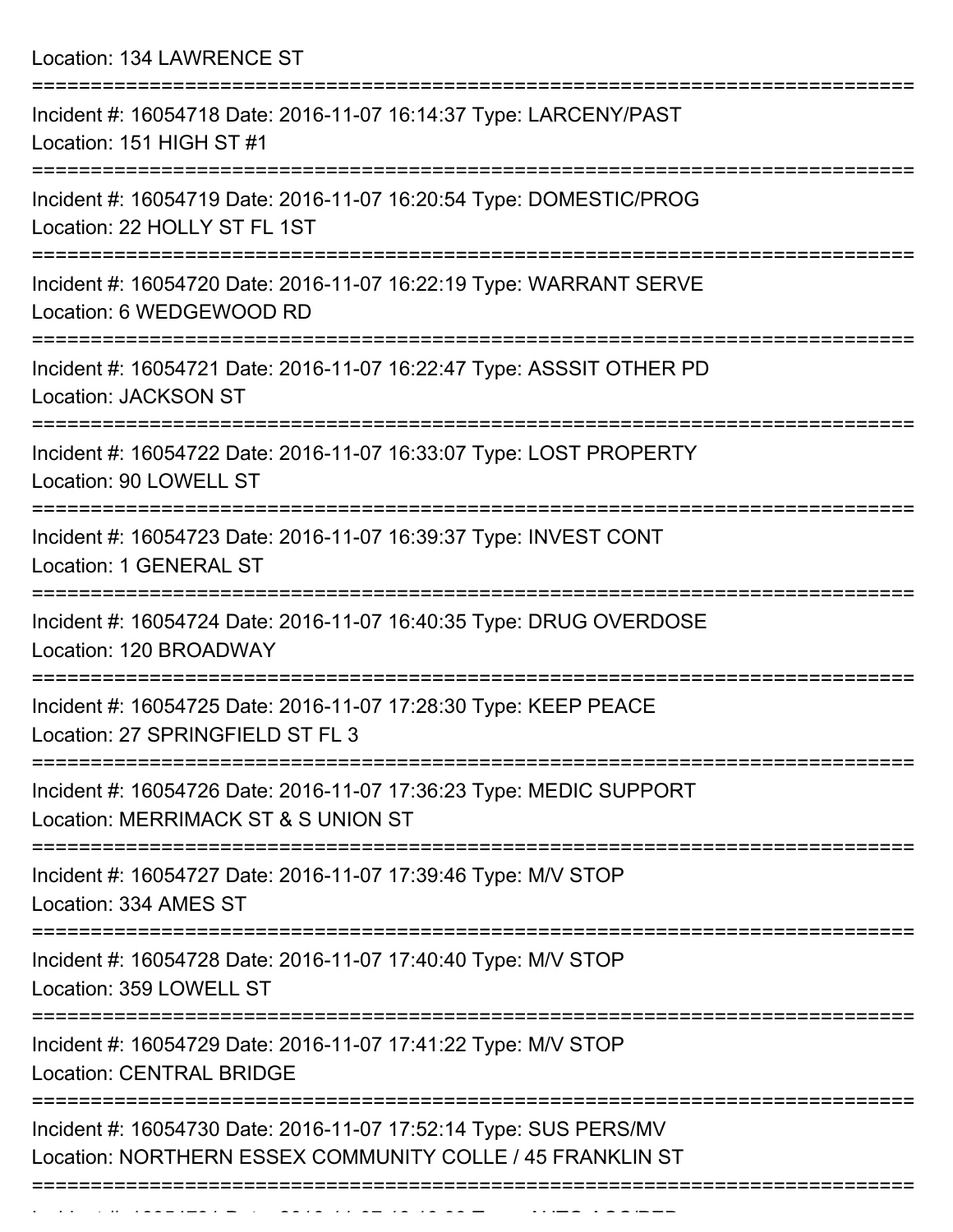Location: 134 LAWRENCE ST

===========================================================================

Incident #: 16054718 Date: 2016-11-07 16:14:37 Type: LARCENY/PAST
Location: 151 HIGH ST #1

===========================================================================

Incident #: 16054719 Date: 2016-11-07 16:20:54 Type: DOMESTIC/PROG
Location: 22 HOLLY ST FL 1ST

===========================================================================

Incident #: 16054720 Date: 2016-11-07 16:22:19 Type: WARRANT SERVE
Location: 6 WEDGEWOOD RD

===========================================================================

Incident #: 16054721 Date: 2016-11-07 16:22:47 Type: ASSSIT OTHER PD
Location: JACKSON ST

===========================================================================

Incident #: 16054722 Date: 2016-11-07 16:33:07 Type: LOST PROPERTY
Location: 90 LOWELL ST

===========================================================================

Incident #: 16054723 Date: 2016-11-07 16:39:37 Type: INVEST CONT
Location: 1 GENERAL ST

===========================================================================

Incident #: 16054724 Date: 2016-11-07 16:40:35 Type: DRUG OVERDOSE
Location: 120 BROADWAY

===========================================================================

Incident #: 16054725 Date: 2016-11-07 17:28:30 Type: KEEP PEACE
Location: 27 SPRINGFIELD ST FL 3

===========================================================================

Incident #: 16054726 Date: 2016-11-07 17:36:23 Type: MEDIC SUPPORT
Location: MERRIMACK ST & S UNION ST

===========================================================================

Incident #: 16054727 Date: 2016-11-07 17:39:46 Type: M/V STOP
Location: 334 AMES ST

===========================================================================

Incident #: 16054728 Date: 2016-11-07 17:40:40 Type: M/V STOP
Location: 359 LOWELL ST

===========================================================================

Incident #: 16054729 Date: 2016-11-07 17:41:22 Type: M/V STOP
Location: CENTRAL BRIDGE

===========================================================================

Incident #: 16054730 Date: 2016-11-07 17:52:14 Type: SUS PERS/MV
Location: NORTHERN ESSEX COMMUNITY COLLE / 45 FRANKLIN ST

===========================================================================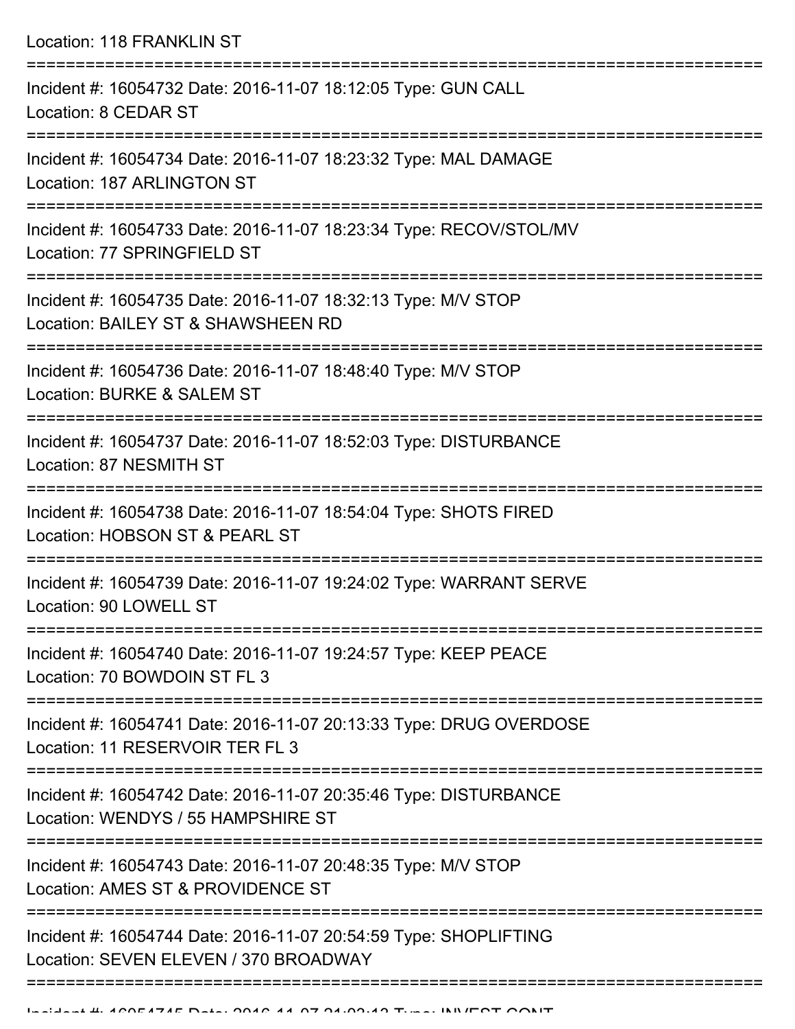Location: 118 FRANKLIN ST

===========================================================================

Incident #: 16054732 Date: 2016-11-07 18:12:05 Type: GUN CALL
Location: 8 CEDAR ST

===========================================================================

Incident #: 16054734 Date: 2016-11-07 18:23:32 Type: MAL DAMAGE
Location: 187 ARLINGTON ST

===========================================================================

Incident #: 16054733 Date: 2016-11-07 18:23:34 Type: RECOV/STOL/MV
Location: 77 SPRINGFIELD ST

===========================================================================

Incident #: 16054735 Date: 2016-11-07 18:32:13 Type: M/V STOP
Location: BAILEY ST & SHAWSHEEN RD

===========================================================================

Incident #: 16054736 Date: 2016-11-07 18:48:40 Type: M/V STOP
Location: BURKE & SALEM ST

===========================================================================

Incident #: 16054737 Date: 2016-11-07 18:52:03 Type: DISTURBANCE
Location: 87 NESMITH ST

===========================================================================

Incident #: 16054738 Date: 2016-11-07 18:54:04 Type: SHOTS FIRED
Location: HOBSON ST & PEARL ST

===========================================================================

Incident #: 16054739 Date: 2016-11-07 19:24:02 Type: WARRANT SERVE
Location: 90 LOWELL ST

===========================================================================

Incident #: 16054740 Date: 2016-11-07 19:24:57 Type: KEEP PEACE
Location: 70 BOWDOIN ST FL 3

===========================================================================

Incident #: 16054741 Date: 2016-11-07 20:13:33 Type: DRUG OVERDOSE
Location: 11 RESERVOIR TER FL 3

===========================================================================

Incident #: 16054742 Date: 2016-11-07 20:35:46 Type: DISTURBANCE
Location: WENDYS / 55 HAMPSHIRE ST

===========================================================================

Incident #: 16054743 Date: 2016-11-07 20:48:35 Type: M/V STOP
Location: AMES ST & PROVIDENCE ST

===========================================================================

Incident #: 16054744 Date: 2016-11-07 20:54:59 Type: SHOPLIFTING
Location: SEVEN ELEVEN / 370 BROADWAY

===========================================================================

Incident #: 16054745 Date: 2016-11-07 21:03:13 Type: INVEST CONT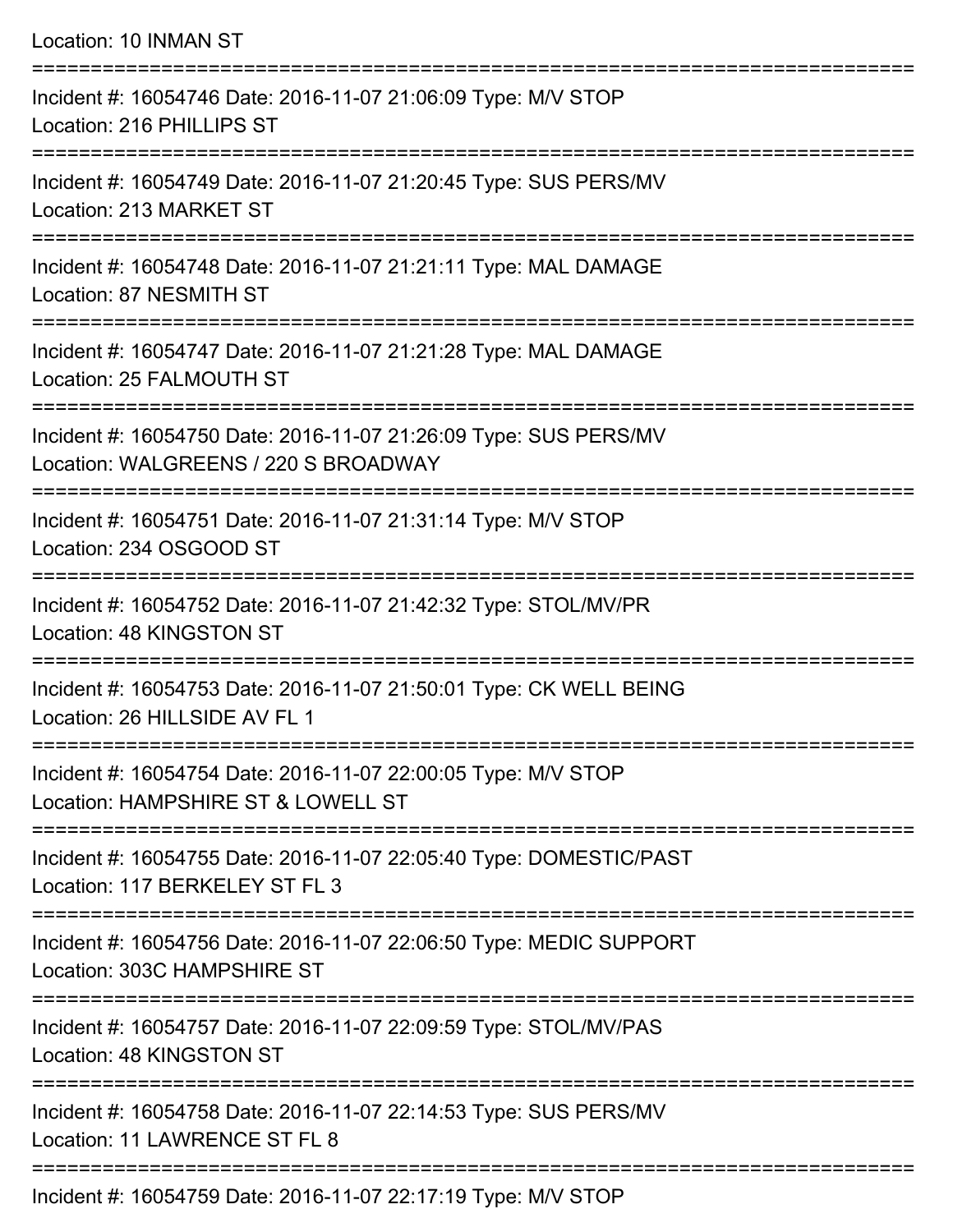Location: 10 INMAN ST

===========================================================================

Incident #: 16054746 Date: 2016-11-07 21:06:09 Type: M/V STOP
Location: 216 PHILLIPS ST

===========================================================================

Incident #: 16054749 Date: 2016-11-07 21:20:45 Type: SUS PERS/MV
Location: 213 MARKET ST

===========================================================================

Incident #: 16054748 Date: 2016-11-07 21:21:11 Type: MAL DAMAGE
Location: 87 NESMITH ST

===========================================================================

Incident #: 16054747 Date: 2016-11-07 21:21:28 Type: MAL DAMAGE
Location: 25 FALMOUTH ST

===========================================================================

Incident #: 16054750 Date: 2016-11-07 21:26:09 Type: SUS PERS/MV
Location: WALGREENS / 220 S BROADWAY

===========================================================================

Incident #: 16054751 Date: 2016-11-07 21:31:14 Type: M/V STOP
Location: 234 OSGOOD ST

===========================================================================

Incident #: 16054752 Date: 2016-11-07 21:42:32 Type: STOL/MV/PR
Location: 48 KINGSTON ST

===========================================================================

Incident #: 16054753 Date: 2016-11-07 21:50:01 Type: CK WELL BEING
Location: 26 HILLSIDE AV FL 1

===========================================================================

Incident #: 16054754 Date: 2016-11-07 22:00:05 Type: M/V STOP
Location: HAMPSHIRE ST & LOWELL ST

===========================================================================

Incident #: 16054755 Date: 2016-11-07 22:05:40 Type: DOMESTIC/PAST
Location: 117 BERKELEY ST FL 3

===========================================================================

Incident #: 16054756 Date: 2016-11-07 22:06:50 Type: MEDIC SUPPORT
Location: 303C HAMPSHIRE ST

===========================================================================

Incident #: 16054757 Date: 2016-11-07 22:09:59 Type: STOL/MV/PAS
Location: 48 KINGSTON ST

===========================================================================

Incident #: 16054758 Date: 2016-11-07 22:14:53 Type: SUS PERS/MV
Location: 11 LAWRENCE ST FL 8

===========================================================================

Incident #: 16054759 Date: 2016-11-07 22:17:19 Type: M/V STOP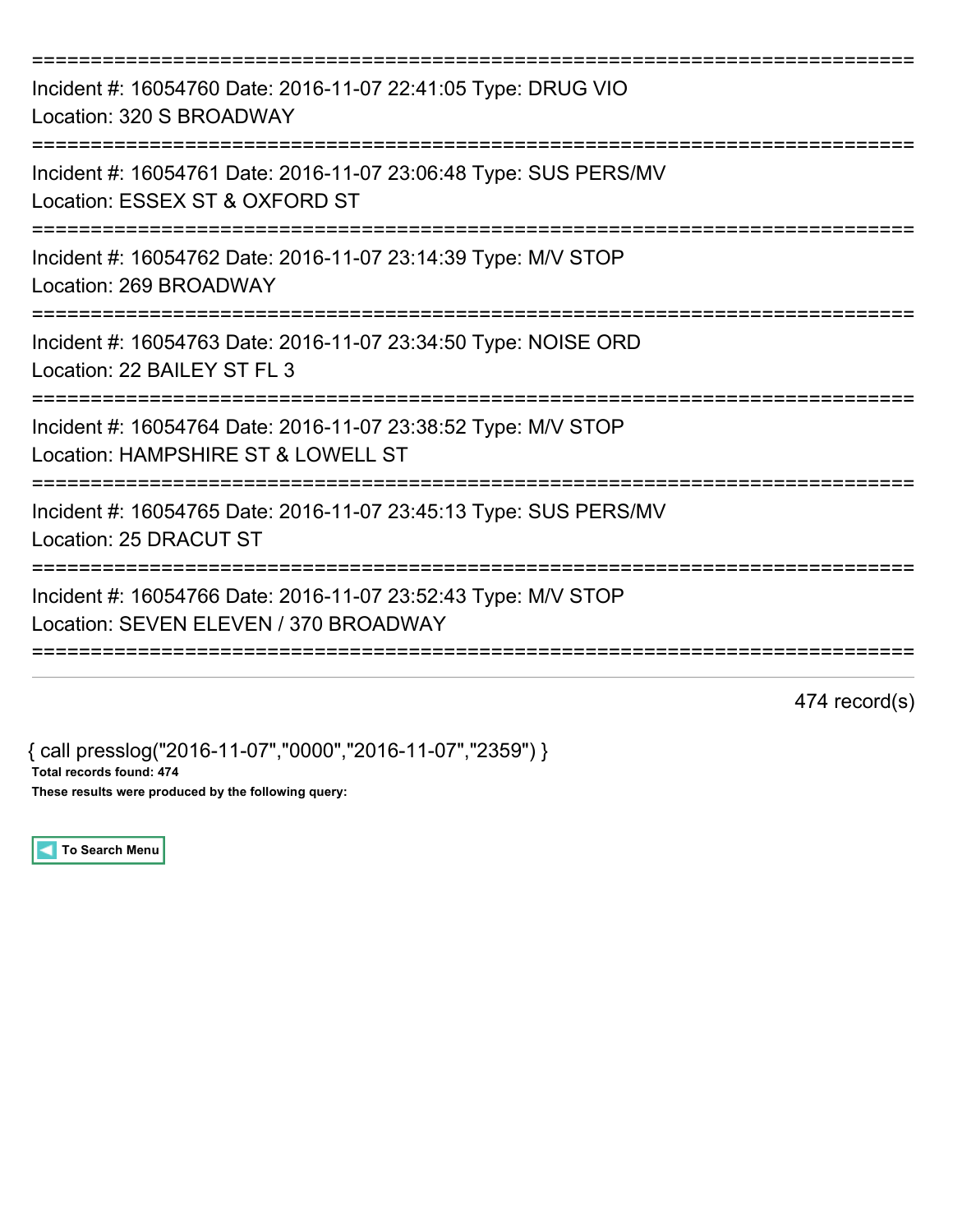===========================================================================
Incident #: 16054760 Date: 2016-11-07 22:41:05 Type: DRUG VIO
Location: 320 S BROADWAY
===========================================================================
Incident #: 16054761 Date: 2016-11-07 23:06:48 Type: SUS PERS/MV
Location: ESSEX ST & OXFORD ST
===========================================================================
Incident #: 16054762 Date: 2016-11-07 23:14:39 Type: M/V STOP
Location: 269 BROADWAY
===========================================================================
Incident #: 16054763 Date: 2016-11-07 23:34:50 Type: NOISE ORD
Location: 22 BAILEY ST FL 3
===========================================================================
Incident #: 16054764 Date: 2016-11-07 23:38:52 Type: M/V STOP
Location: HAMPSHIRE ST & LOWELL ST
===========================================================================
Incident #: 16054765 Date: 2016-11-07 23:45:13 Type: SUS PERS/MV
Location: 25 DRACUT ST
===========================================================================
Incident #: 16054766 Date: 2016-11-07 23:52:43 Type: M/V STOP
Location: SEVEN ELEVEN / 370 BROADWAY
===========================================================================

474 record(s)

{ call presslog("2016-11-07","0000","2016-11-07","2359") }

**Total records found: 474**

**These results were produced by the following query:**

To Search Menu